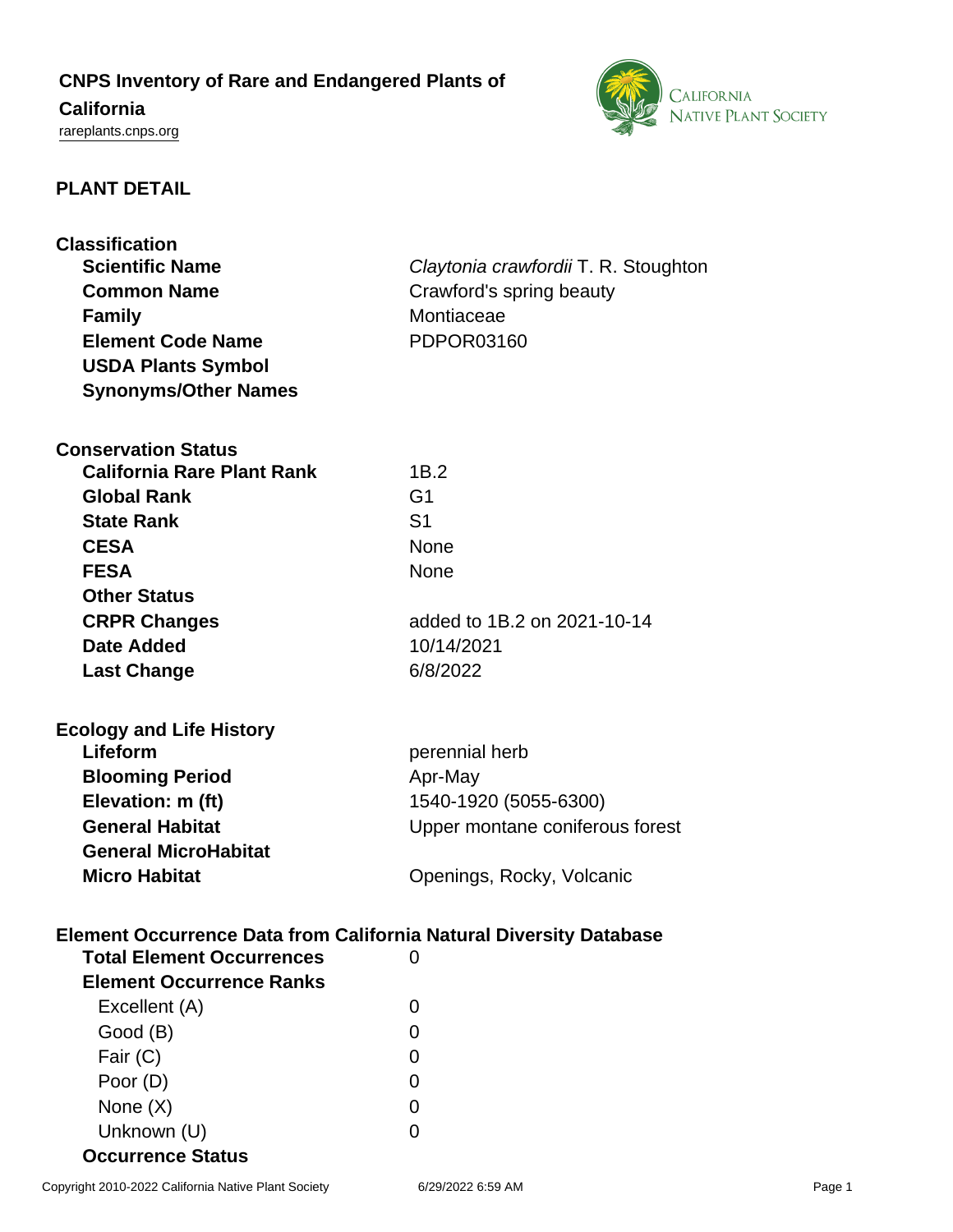# CNPS Inventory of Rare and Endangered Plants of California

rareplants.cnps.org

## PLANT DETAIL

### Classification

| | |
|---|---|
| **Scientific Name** | *Claytonia crawfordii* T. R. Stoughton |
| **Common Name** | Crawford's spring beauty |
| **Family** | Montiaceae |
| **Element Code Name** | PDPOR03160 |
| **USDA Plants Symbol** | |
| **Synonyms/Other Names** | |

### Conservation Status

| | |
|---|---|
| **California Rare Plant Rank** | 1B.2 |
| **Global Rank** | G1 |
| **State Rank** | S1 |
| **CESA** | None |
| **FESA** | None |
| **Other Status** | |
| **CRPR Changes** | added to 1B.2 on 2021-10-14 |
| **Date Added** | 10/14/2021 |
| **Last Change** | 6/8/2022 |

### Ecology and Life History

| | |
|---|---|
| **Lifeform** | perennial herb |
| **Blooming Period** | Apr-May |
| **Elevation: m (ft)** | 1540-1920 (5055-6300) |
| **General Habitat** | Upper montane coniferous forest |
| **General MicroHabitat** | |
| **Micro Habitat** | Openings, Rocky, Volcanic |

### Element Occurrence Data from California Natural Diversity Database

| | |
|---|---|
| **Total Element Occurrences** | 0 |
| **Element Occurrence Ranks** | |
| Excellent (A) | 0 |
| Good (B) | 0 |
| Fair (C) | 0 |
| Poor (D) | 0 |
| None (X) | 0 |
| Unknown (U) | 0 |
| **Occurrence Status** | |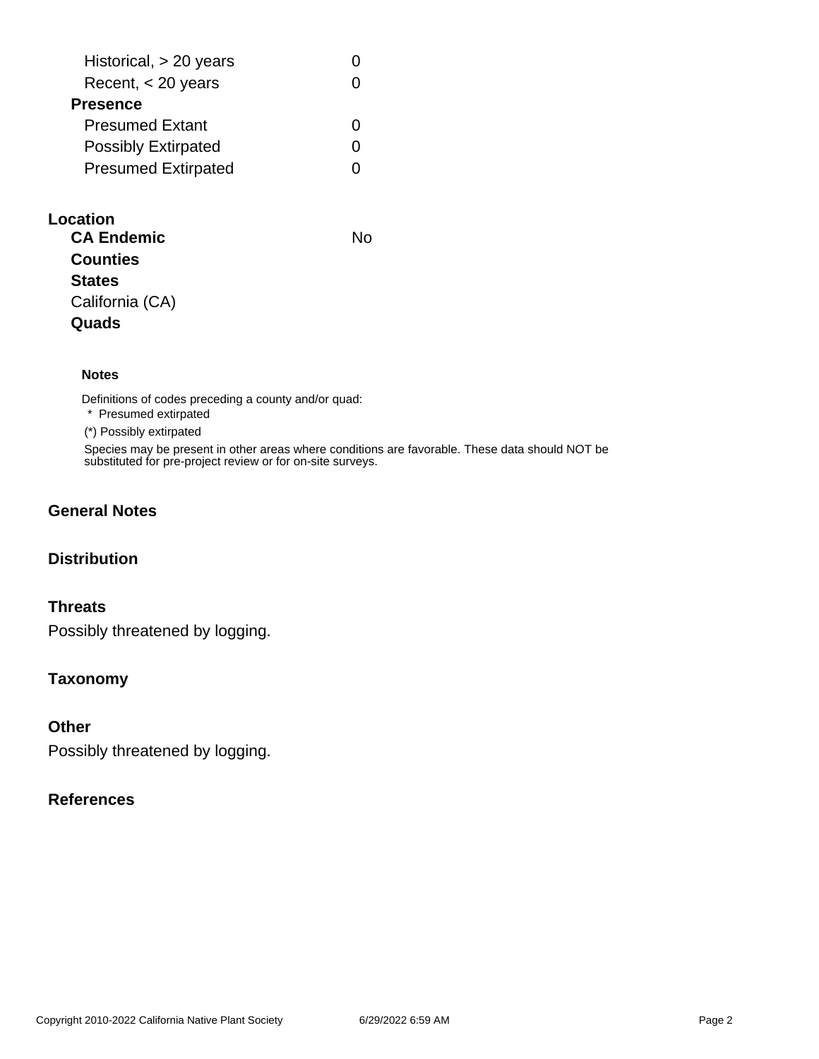| | |
|---|---|
| Historical, > 20 years | 0 |
| Recent, < 20 years | 0 |
| **Presence** | |
| Presumed Extant | 0 |
| Possibly Extirpated | 0 |
| Presumed Extirpated | 0 |

## Location

| | |
|---|---|
| **CA Endemic** | No |

**Counties**

**States**

California (CA)

**Quads**

#### Notes

Definitions of codes preceding a county and/or quad:

\* Presumed extirpated

(*) Possibly extirpated

Species may be present in other areas where conditions are favorable. These data should NOT be substituted for pre-project review or for on-site surveys.

## General Notes

## Distribution

## Threats

Possibly threatened by logging.

## Taxonomy

## Other

Possibly threatened by logging.

## References